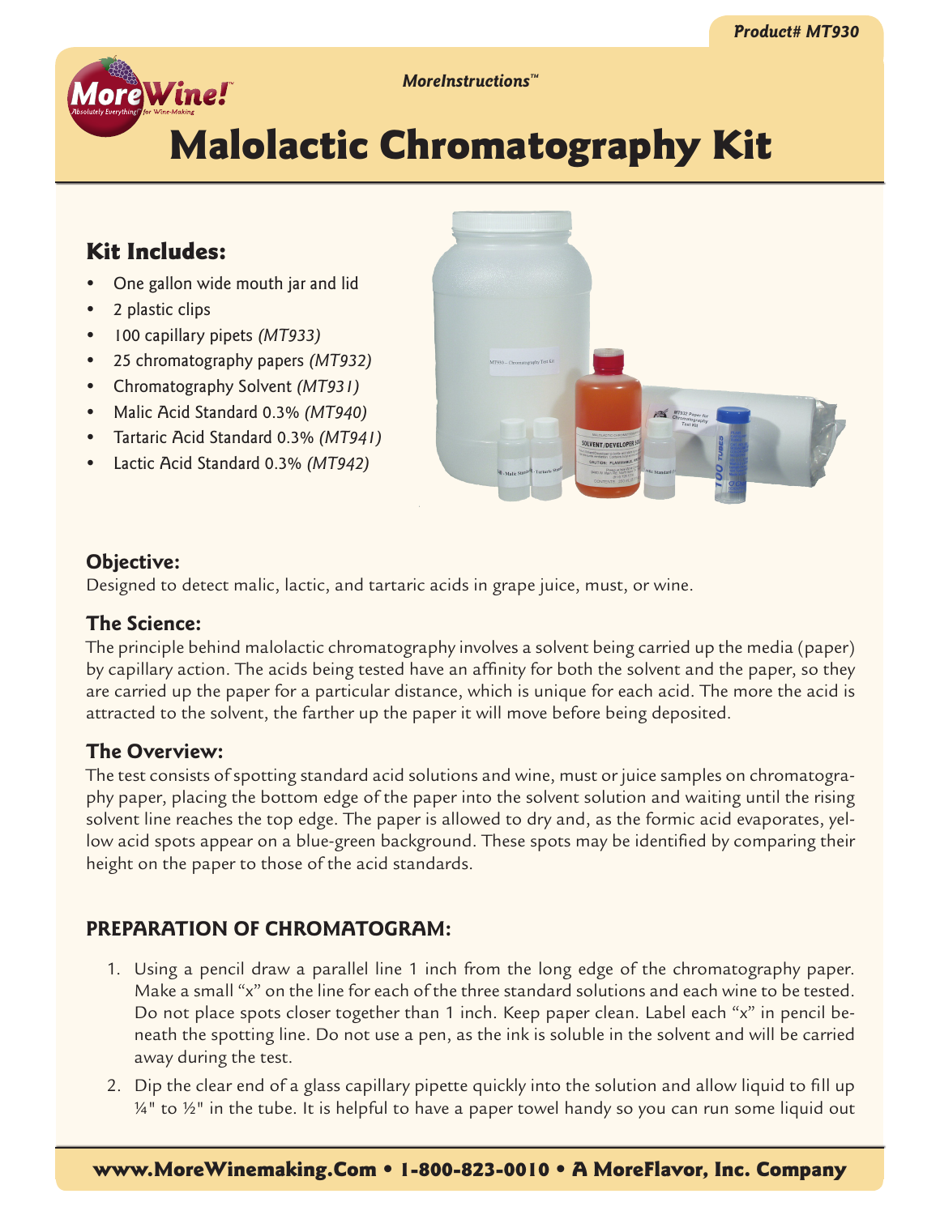Product# MT930

*MoreInstructions™*

# Malolactic Chromatography Kit

## Kit Includes:

- One gallon wide mouth jar and lid
- 2 plastic clips
- 100 capillary pipets *(MT933)*
- 25 chromatography papers *(MT932)*
- Chromatography Solvent *(MT931)*
- Malic Acid Standard 0.3% *(MT940)*
- Tartaric Acid Standard 0.3% *(MT941)*
- Lactic Acid Standard 0.3% *(MT942)*

### Objective:

Designed to detect malic, lactic, and tartaric acids in grape juice, must, or wine.

### The Science:

The principle behind malolactic chromatography involves a solvent being carried up the media (paper) by capillary action. The acids being tested have an affinity for both the solvent and the paper, so they are carried up the paper for a particular distance, which is unique for each acid. The more the acid is attracted to the solvent, the farther up the paper it will move before being deposited.

### The Overview:

The test consists of spotting standard acid solutions and wine, must or juice samples on chromatography paper, placing the bottom edge of the paper into the solvent solution and waiting until the rising solvent line reaches the top edge. The paper is allowed to dry and, as the formic acid evaporates, yellow acid spots appear on a blue-green background. These spots may be identified by comparing their height on the paper to those of the acid standards.

## PREPARATION OF CHROMATOGRAM:

1. Using a pencil draw a parallel line 1 inch from the long edge of the chromatography paper. Make a small “x” on the line for each of the three standard solutions and each wine to be tested. Do not place spots closer together than 1 inch. Keep paper clean. Label each “x” in pencil beneath the spotting line. Do not use a pen, as the ink is soluble in the solvent and will be carried away during the test.
2. Dip the clear end of a glass capillary pipette quickly into the solution and allow liquid to fill up ¼" to ½" in the tube. It is helpful to have a paper towel handy so you can run some liquid out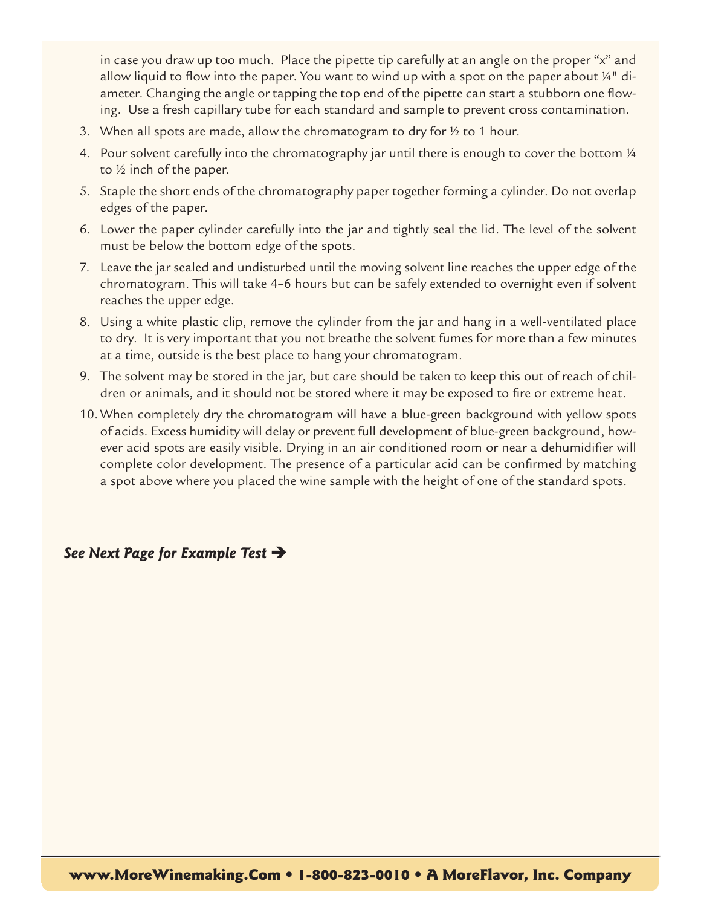in case you draw up too much. Place the pipette tip carefully at an angle on the proper "x" and allow liquid to flow into the paper. You want to wind up with a spot on the paper about ¼" diameter. Changing the angle or tapping the top end of the pipette can start a stubborn one flowing. Use a fresh capillary tube for each standard and sample to prevent cross contamination.

3. When all spots are made, allow the chromatogram to dry for ½ to 1 hour.
4. Pour solvent carefully into the chromatography jar until there is enough to cover the bottom ¼ to ½ inch of the paper.
5. Staple the short ends of the chromatography paper together forming a cylinder. Do not overlap edges of the paper.
6. Lower the paper cylinder carefully into the jar and tightly seal the lid. The level of the solvent must be below the bottom edge of the spots.
7. Leave the jar sealed and undisturbed until the moving solvent line reaches the upper edge of the chromatogram. This will take 4–6 hours but can be safely extended to overnight even if solvent reaches the upper edge.
8. Using a white plastic clip, remove the cylinder from the jar and hang in a well-ventilated place to dry. It is very important that you not breathe the solvent fumes for more than a few minutes at a time, outside is the best place to hang your chromatogram.
9. The solvent may be stored in the jar, but care should be taken to keep this out of reach of children or animals, and it should not be stored where it may be exposed to fire or extreme heat.
10. When completely dry the chromatogram will have a blue-green background with yellow spots of acids. Excess humidity will delay or prevent full development of blue-green background, however acid spots are easily visible. Drying in an air conditioned room or near a dehumidifier will complete color development. The presence of a particular acid can be confirmed by matching a spot above where you placed the wine sample with the height of one of the standard spots.

***See Next Page for Example Test ➔***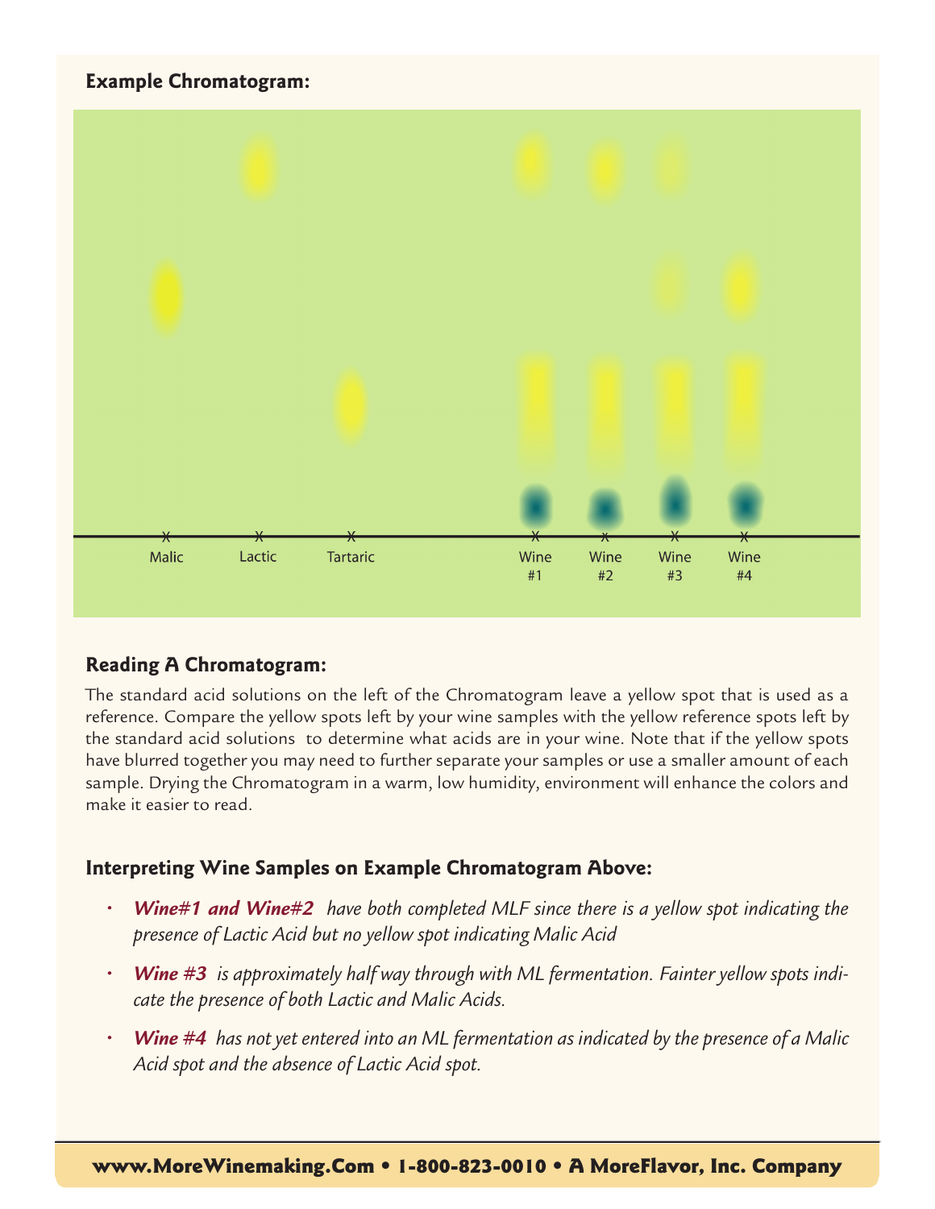## Example Chromatogram:

Malic

Lactic

Tartaric

Wine #1

Wine #2

Wine #3

Wine #4

## Reading A Chromatogram:

The standard acid solutions on the left of the Chromatogram leave a yellow spot that is used as a reference. Compare the yellow spots left by your wine samples with the yellow reference spots left by the standard acid solutions to determine what acids are in your wine. Note that if the yellow spots have blurred together you may need to further separate your samples or use a smaller amount of each sample. Drying the Chromatogram in a warm, low humidity, environment will enhance the colors and make it easier to read.

## Interpreting Wine Samples on Example Chromatogram Above:

- ***Wine#1 and Wine#2*** *have both completed MLF since there is a yellow spot indicating the presence of Lactic Acid but no yellow spot indicating Malic Acid*
- ***Wine #3*** *is approximately half way through with ML fermentation. Fainter yellow spots indicate the presence of both Lactic and Malic Acids.*
- ***Wine #4*** *has not yet entered into an ML fermentation as indicated by the presence of a Malic Acid spot and the absence of Lactic Acid spot.*

**www.MoreWinemaking.Com • 1-800-823-0010 • A MoreFlavor, Inc. Company**